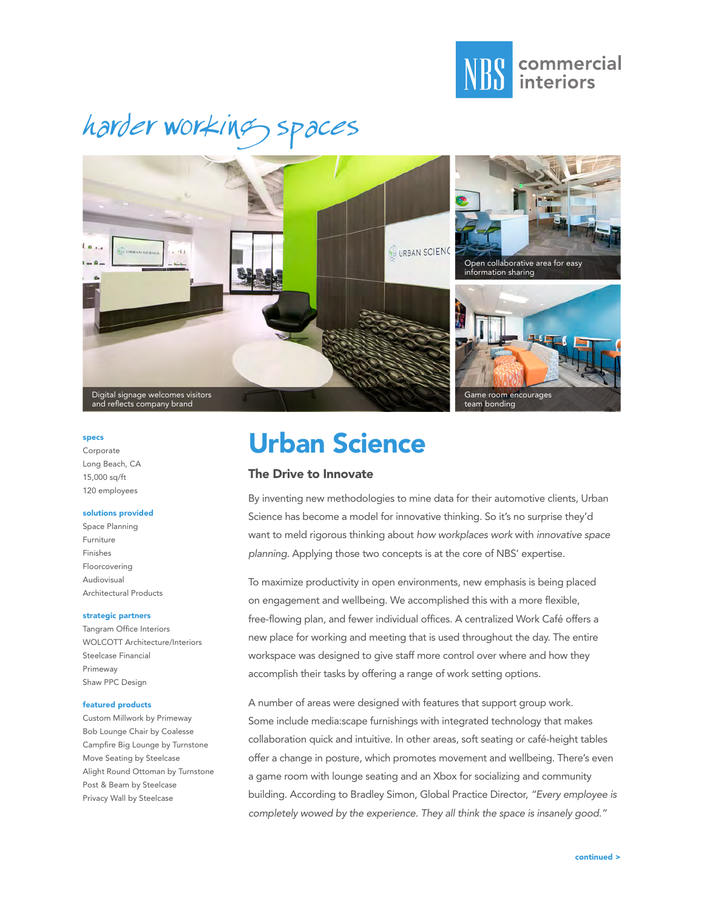NBS commercial interiors

*harder working spaces*

Digital signage welcomes visitors and reflects company brand

Open collaborative area for easy information sharing

Game room encourages team bonding

**specs**

Corporate
Long Beach, CA
15,000 sq/ft
120 employees

**solutions provided**

Space Planning
Furniture
Finishes
Floorcovering
Audiovisual
Architectural Products

**strategic partners**

Tangram Office Interiors
WOLCOTT Architecture/Interiors
Steelcase Financial
Primeway
Shaw PPC Design

**featured products**

Custom Millwork by Primeway
Bob Lounge Chair by Coalesse
Campfire Big Lounge by Turnstone
Move Seating by Steelcase
Alight Round Ottoman by Turnstone
Post & Beam by Steelcase
Privacy Wall by Steelcase

# Urban Science

## The Drive to Innovate

By inventing new methodologies to mine data for their automotive clients, Urban Science has become a model for innovative thinking. So it's no surprise they'd want to meld rigorous thinking about *how workplaces work* with *innovative space planning.* Applying those two concepts is at the core of NBS' expertise.

To maximize productivity in open environments, new emphasis is being placed on engagement and wellbeing. We accomplished this with a more flexible, free-flowing plan, and fewer individual offices. A centralized Work Café offers a new place for working and meeting that is used throughout the day. The entire workspace was designed to give staff more control over where and how they accomplish their tasks by offering a range of work setting options.

A number of areas were designed with features that support group work. Some include media:scape furnishings with integrated technology that makes collaboration quick and intuitive. In other areas, soft seating or café-height tables offer a change in posture, which promotes movement and wellbeing. There's even a game room with lounge seating and an Xbox for socializing and community building. According to Bradley Simon, Global Practice Director, *"Every employee is completely wowed by the experience. They all think the space is insanely good."*

**continued >**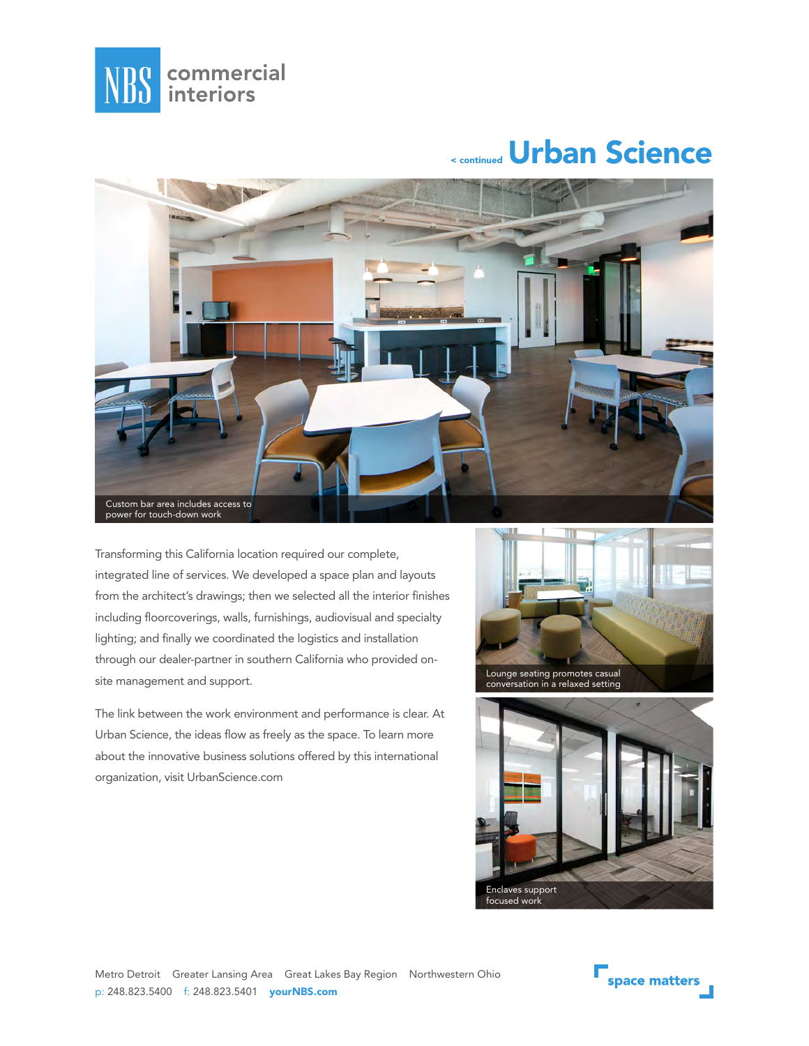NBS commercial interiors

# < continued Urban Science

Custom bar area includes access to power for touch-down work

Transforming this California location required our complete, integrated line of services. We developed a space plan and layouts from the architect's drawings; then we selected all the interior finishes including floorcoverings, walls, furnishings, audiovisual and specialty lighting; and finally we coordinated the logistics and installation through our dealer-partner in southern California who provided on-site management and support.

The link between the work environment and performance is clear. At Urban Science, the ideas flow as freely as the space. To learn more about the innovative business solutions offered by this international organization, visit UrbanScience.com

Lounge seating promotes casual conversation in a relaxed setting

Enclaves support focused work

Metro Detroit Greater Lansing Area Great Lakes Bay Region Northwestern Ohio

p: 248.823.5400 f: 248.823.5401 **yourNBS.com**

**space matters**